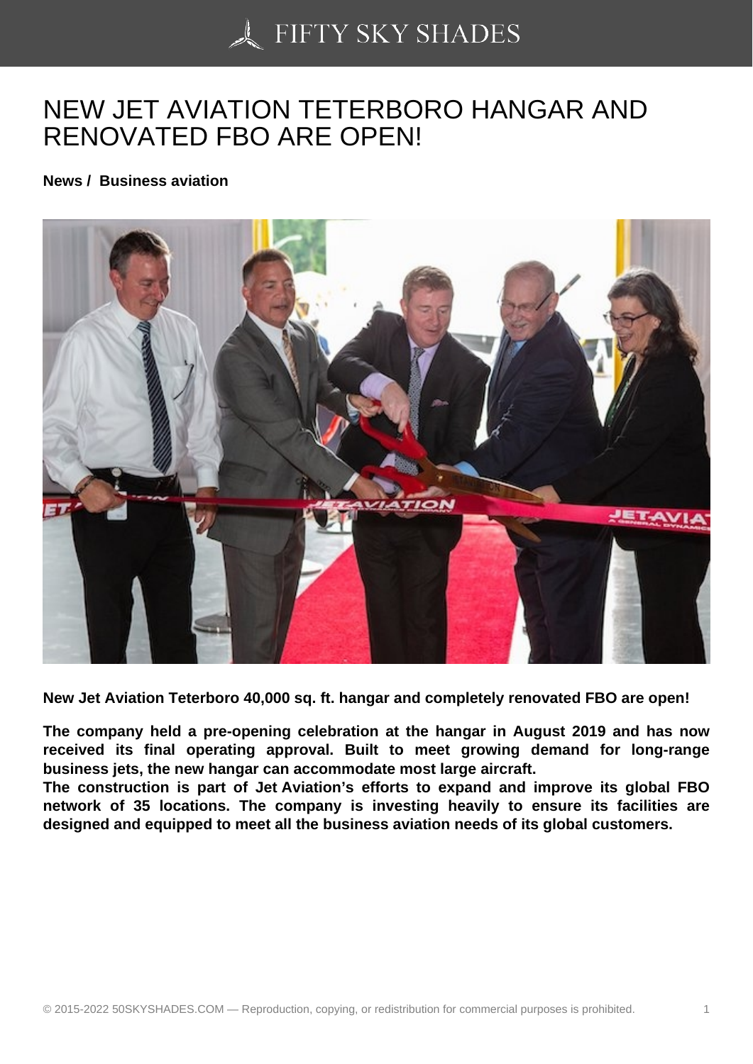# NEW JET AVIATION TETERBORO HANGAR AND RENOVATED FBO ARE OPEN!

**News / Business aviation**

**New Jet Aviation Teterboro 40,000 sq. ft. hangar and completely renovated FBO are open!**

**The company held a pre-opening celebration at the hangar in August 2019 and has now received its final operating approval. Built to meet growing demand for long-range business jets, the new hangar can accommodate most large aircraft.**
**The construction is part of Jet Aviation's efforts to expand and improve its global FBO network of 35 locations. The company is investing heavily to ensure its facilities are designed and equipped to meet all the business aviation needs of its global customers.**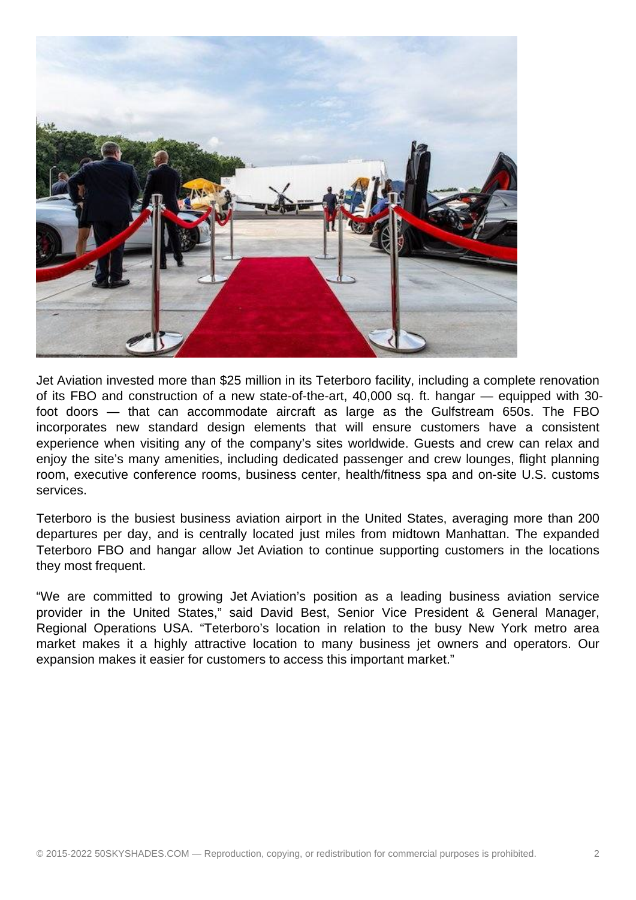Jet Aviation invested more than $25 million in its Teterboro facility, including a complete renovation of its FBO and construction of a new state-of-the-art, 40,000 sq. ft. hangar — equipped with 30-foot doors — that can accommodate aircraft as large as the Gulfstream 650s. The FBO incorporates new standard design elements that will ensure customers have a consistent experience when visiting any of the company's sites worldwide. Guests and crew can relax and enjoy the site's many amenities, including dedicated passenger and crew lounges, flight planning room, executive conference rooms, business center, health/fitness spa and on-site U.S. customs services.

Teterboro is the busiest business aviation airport in the United States, averaging more than 200 departures per day, and is centrally located just miles from midtown Manhattan. The expanded Teterboro FBO and hangar allow Jet Aviation to continue supporting customers in the locations they most frequent.

"We are committed to growing Jet Aviation's position as a leading business aviation service provider in the United States," said David Best, Senior Vice President & General Manager, Regional Operations USA. "Teterboro's location in relation to the busy New York metro area market makes it a highly attractive location to many business jet owners and operators. Our expansion makes it easier for customers to access this important market."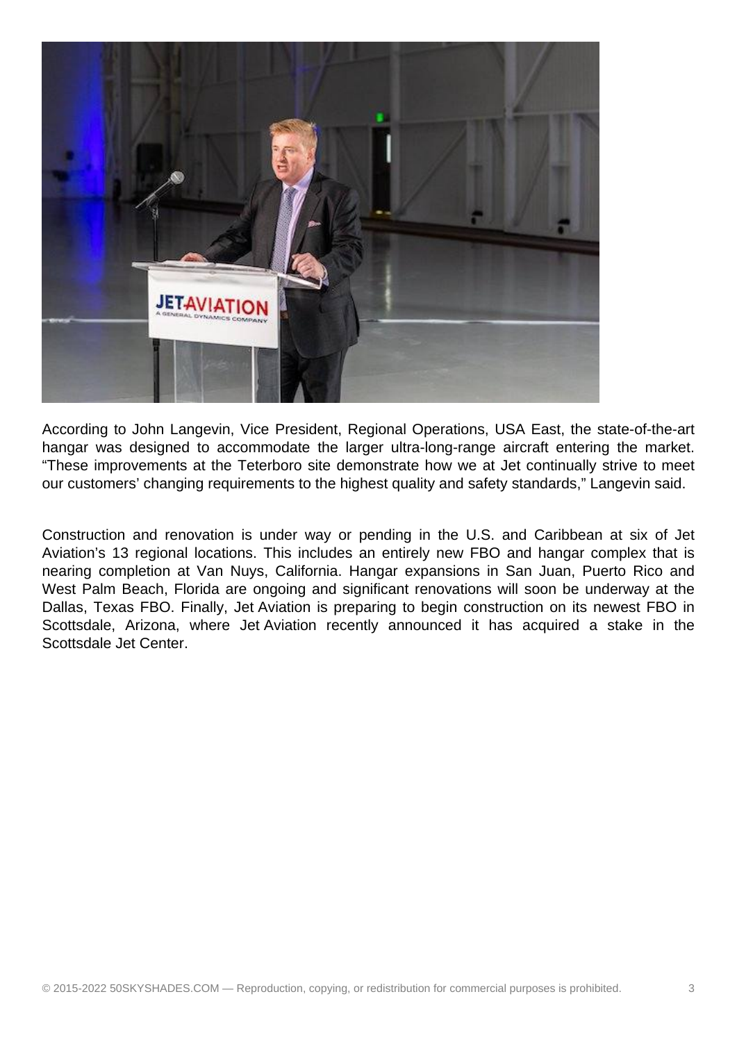According to John Langevin, Vice President, Regional Operations, USA East, the state-of-the-art hangar was designed to accommodate the larger ultra-long-range aircraft entering the market. “These improvements at the Teterboro site demonstrate how we at Jet continually strive to meet our customers’ changing requirements to the highest quality and safety standards,” Langevin said.

Construction and renovation is under way or pending in the U.S. and Caribbean at six of Jet Aviation’s 13 regional locations. This includes an entirely new FBO and hangar complex that is nearing completion at Van Nuys, California. Hangar expansions in San Juan, Puerto Rico and West Palm Beach, Florida are ongoing and significant renovations will soon be underway at the Dallas, Texas FBO. Finally, Jet Aviation is preparing to begin construction on its newest FBO in Scottsdale, Arizona, where Jet Aviation recently announced it has acquired a stake in the Scottsdale Jet Center.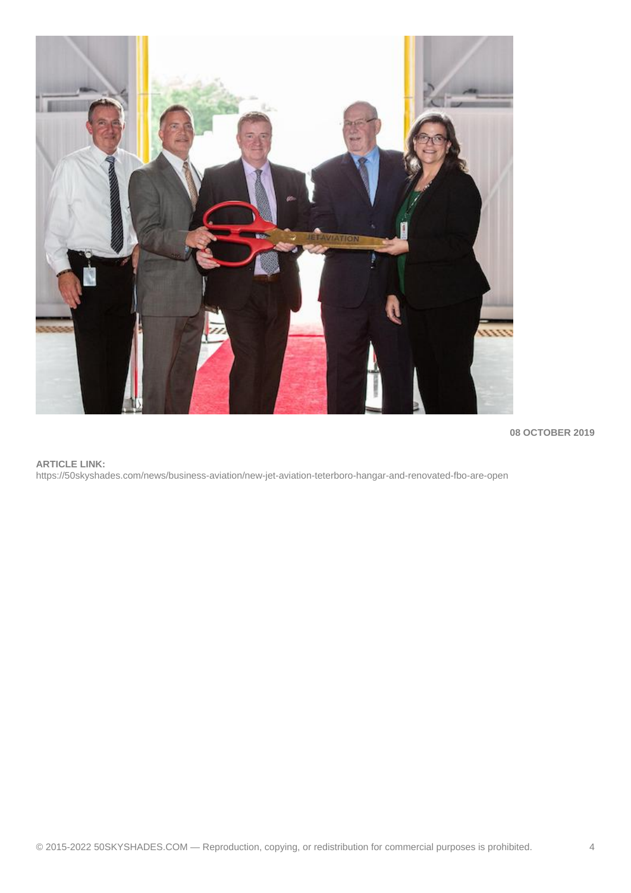08 OCTOBER 2019

**ARTICLE LINK:**
https://50skyshades.com/news/business-aviation/new-jet-aviation-teterboro-hangar-and-renovated-fbo-are-open

© 2015-2022 50SKYSHADES.COM — Reproduction, copying, or redistribution for commercial purposes is prohibited.